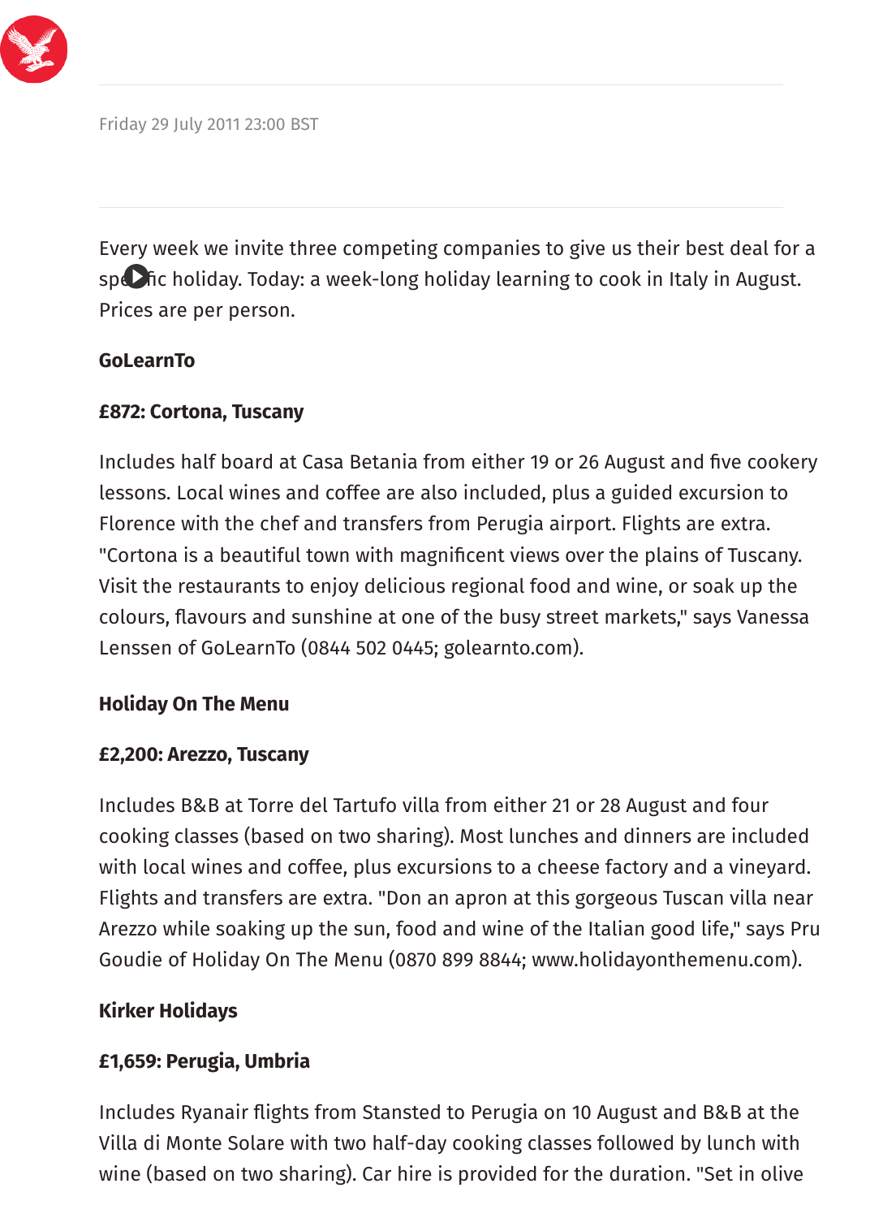Friday 29 July 2011 23:00 BST

Every week we invite three competing companies to give us their best deal for a specific holiday. Today: a week-long holiday learning to cook in Italy in August. Prices are per person.

**GoLearnTo**

**£872: Cortona, Tuscany**

Includes half board at Casa Betania from either 19 or 26 August and five cookery lessons. Local wines and coffee are also included, plus a guided excursion to Florence with the chef and transfers from Perugia airport. Flights are extra. "Cortona is a beautiful town with magnificent views over the plains of Tuscany. Visit the restaurants to enjoy delicious regional food and wine, or soak up the colours, flavours and sunshine at one of the busy street markets," says Vanessa Lenssen of GoLearnTo (0844 502 0445; golearnto.com).

**Holiday On The Menu**

**£2,200: Arezzo, Tuscany**

Includes B&B at Torre del Tartufo villa from either 21 or 28 August and four cooking classes (based on two sharing). Most lunches and dinners are included with local wines and coffee, plus excursions to a cheese factory and a vineyard. Flights and transfers are extra. "Don an apron at this gorgeous Tuscan villa near Arezzo while soaking up the sun, food and wine of the Italian good life," says Pru Goudie of Holiday On The Menu (0870 899 8844; www.holidayonthemenu.com).

**Kirker Holidays**

**£1,659: Perugia, Umbria**

Includes Ryanair flights from Stansted to Perugia on 10 August and B&B at the Villa di Monte Solare with two half-day cooking classes followed by lunch with wine (based on two sharing). Car hire is provided for the duration. "Set in olive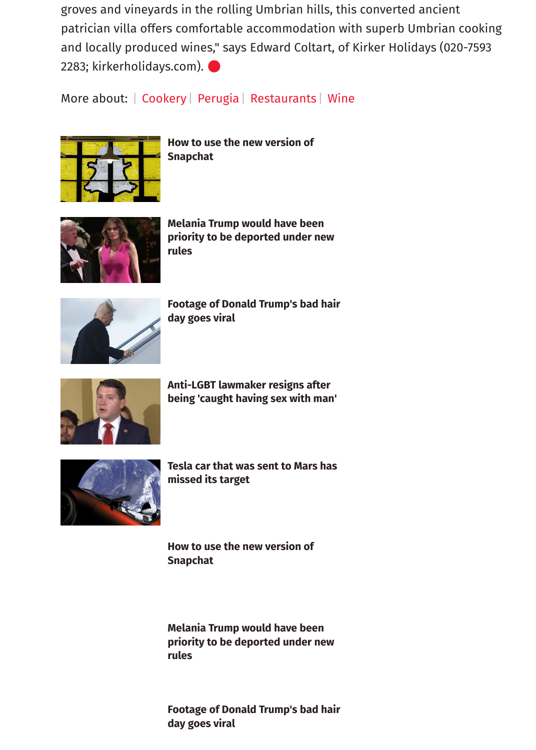groves and vineyards in the rolling Umbrian hills, this converted ancient patrician villa offers comfortable accommodation with superb Umbrian cooking and locally produced wines," says Edward Coltart, of Kirker Holidays (020-7593 2283; kirkerholidays.com).

More about: | Cookery | Perugia | Restaurants | Wine

**How to use the new version of Snapchat**

**Melania Trump would have been priority to be deported under new rules**

**Footage of Donald Trump's bad hair day goes viral**

**Anti-LGBT lawmaker resigns after being 'caught having sex with man'**

**Tesla car that was sent to Mars has missed its target**

**How to use the new version of Snapchat**

**Melania Trump would have been priority to be deported under new rules**

**Footage of Donald Trump's bad hair day goes viral**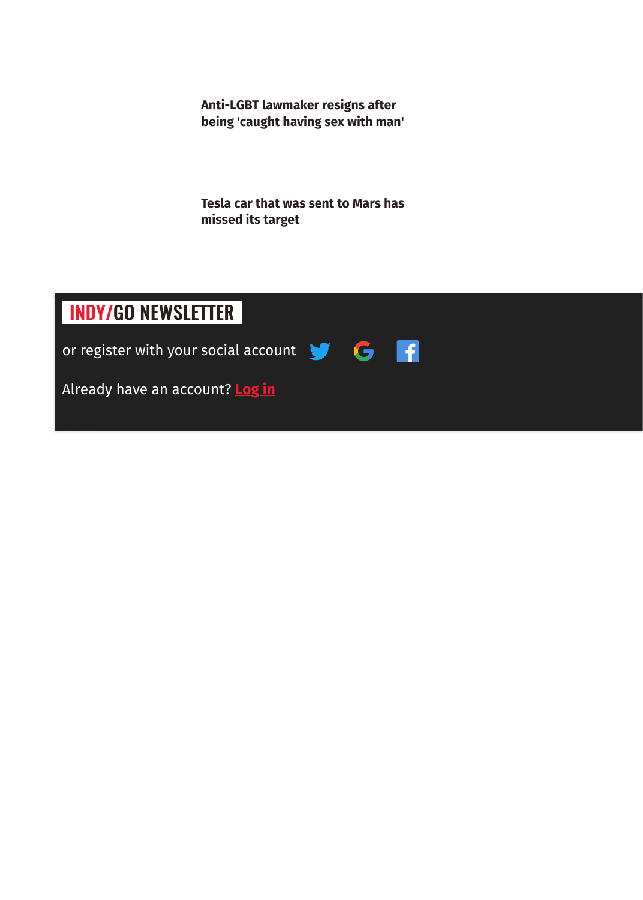**Anti-LGBT lawmaker resigns after being 'caught having sex with man'**

**Tesla car that was sent to Mars has missed its target**

## INDY/GO NEWSLETTER

or register with your social account

Already have an account? Log in